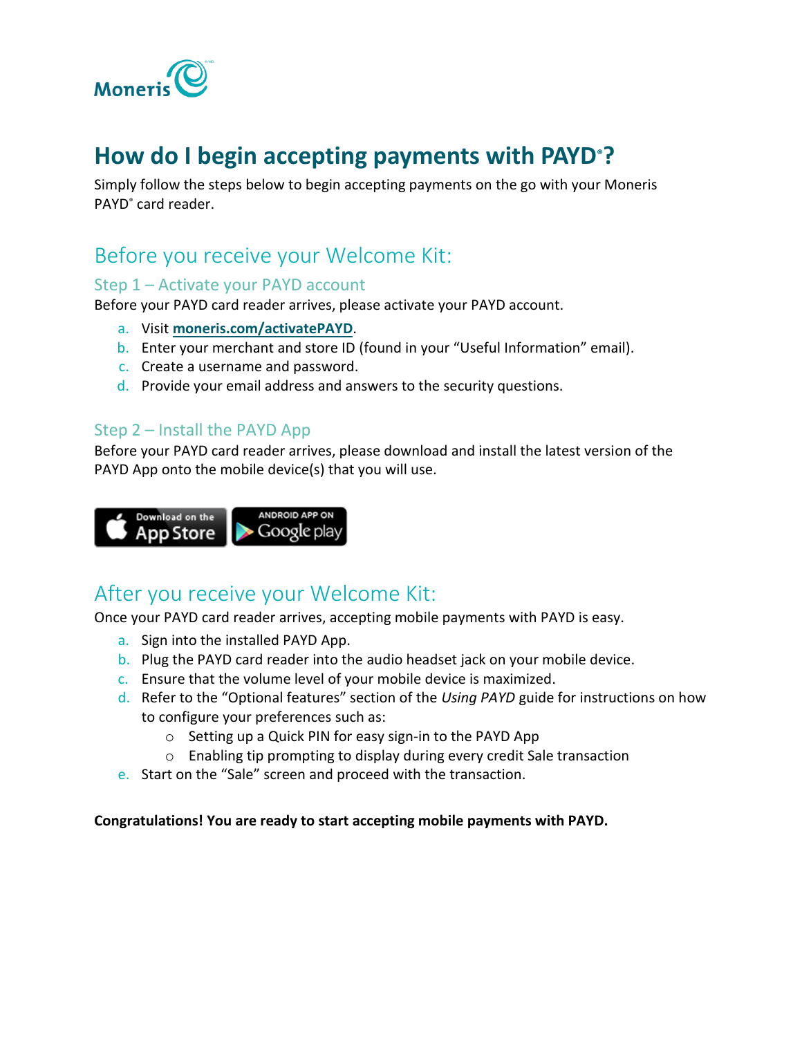# How do I begin accepting payments with PAYD®?

Simply follow the steps below to begin accepting payments on the go with your Moneris PAYD® card reader.

## Before you receive your Welcome Kit:

### Step 1 – Activate your PAYD account

Before your PAYD card reader arrives, please activate your PAYD account.

a. Visit **moneris.com/activatePAYD**.
b. Enter your merchant and store ID (found in your "Useful Information" email).
c. Create a username and password.
d. Provide your email address and answers to the security questions.

### Step 2 – Install the PAYD App

Before your PAYD card reader arrives, please download and install the latest version of the PAYD App onto the mobile device(s) that you will use.

Download on the App Store | ANDROID APP ON Google play

## After you receive your Welcome Kit:

Once your PAYD card reader arrives, accepting mobile payments with PAYD is easy.

a. Sign into the installed PAYD App.
b. Plug the PAYD card reader into the audio headset jack on your mobile device.
c. Ensure that the volume level of your mobile device is maximized.
d. Refer to the "Optional features" section of the *Using PAYD* guide for instructions on how to configure your preferences such as:
   - Setting up a Quick PIN for easy sign-in to the PAYD App
   - Enabling tip prompting to display during every credit Sale transaction
e. Start on the "Sale" screen and proceed with the transaction.

**Congratulations! You are ready to start accepting mobile payments with PAYD.**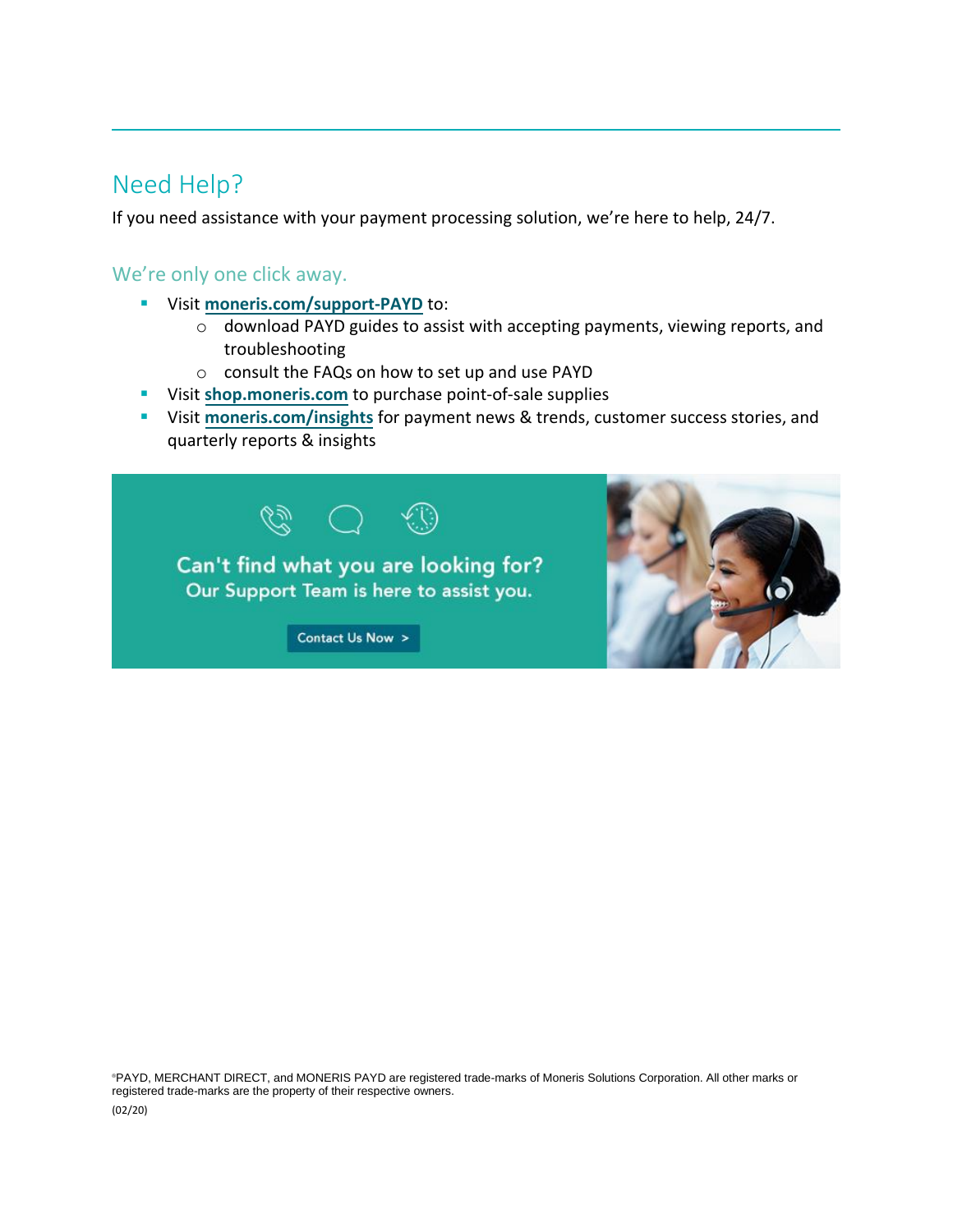## Need Help?

If you need assistance with your payment processing solution, we're here to help, 24/7.

### We're only one click away.

- Visit **moneris.com/support-PAYD** to:
  - download PAYD guides to assist with accepting payments, viewing reports, and troubleshooting
  - consult the FAQs on how to set up and use PAYD
- Visit **shop.moneris.com** to purchase point-of-sale supplies
- Visit **moneris.com/insights** for payment news & trends, customer success stories, and quarterly reports & insights

Can't find what you are looking for?
Our Support Team is here to assist you.

Contact Us Now >

®PAYD, MERCHANT DIRECT, and MONERIS PAYD are registered trade-marks of Moneris Solutions Corporation. All other marks or registered trade-marks are the property of their respective owners.

(02/20)